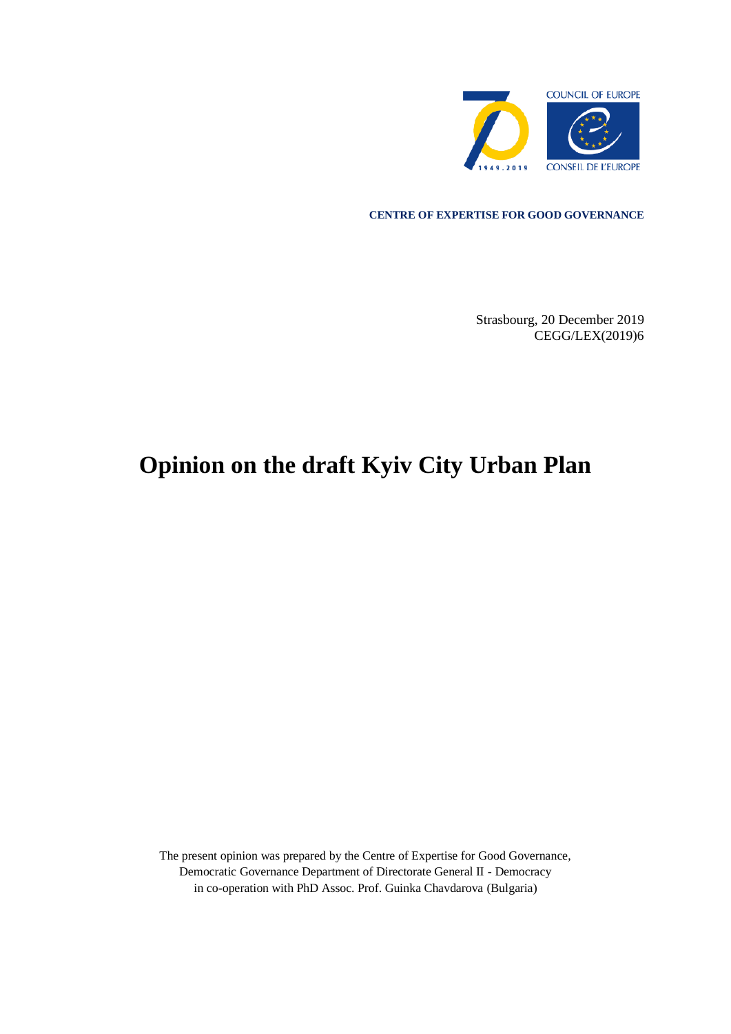COUNCIL OF EUROPE

CONSEIL DE L'EUROPE

**CENTRE OF EXPERTISE FOR GOOD GOVERNANCE**

Strasbourg, 20 December 2019
CEGG/LEX(2019)6

# Opinion on the draft Kyiv City Urban Plan

The present opinion was prepared by the Centre of Expertise for Good Governance,
Democratic Governance Department of Directorate General II - Democracy
in co-operation with PhD Assoc. Prof. Guinka Chavdarova (Bulgaria)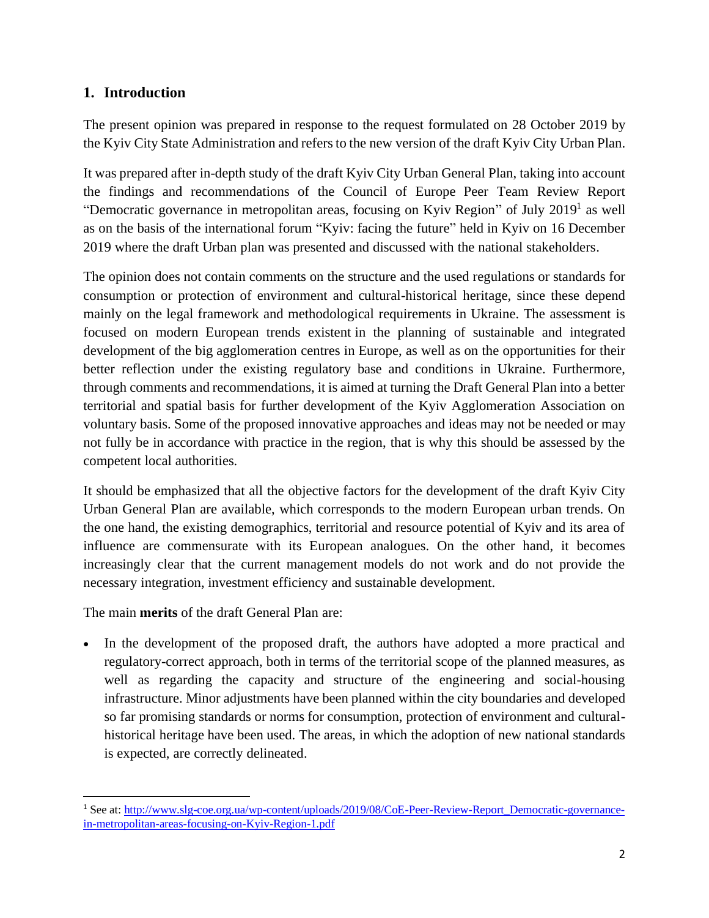## 1. Introduction

The present opinion was prepared in response to the request formulated on 28 October 2019 by the Kyiv City State Administration and refers to the new version of the draft Kyiv City Urban Plan.

It was prepared after in-depth study of the draft Kyiv City Urban General Plan, taking into account the findings and recommendations of the Council of Europe Peer Team Review Report "Democratic governance in metropolitan areas, focusing on Kyiv Region" of July 2019[1] as well as on the basis of the international forum "Kyiv: facing the future" held in Kyiv on 16 December 2019 where the draft Urban plan was presented and discussed with the national stakeholders.

The opinion does not contain comments on the structure and the used regulations or standards for consumption or protection of environment and cultural-historical heritage, since these depend mainly on the legal framework and methodological requirements in Ukraine. The assessment is focused on modern European trends existent in the planning of sustainable and integrated development of the big agglomeration centres in Europe, as well as on the opportunities for their better reflection under the existing regulatory base and conditions in Ukraine. Furthermore, through comments and recommendations, it is aimed at turning the Draft General Plan into a better territorial and spatial basis for further development of the Kyiv Agglomeration Association on voluntary basis. Some of the proposed innovative approaches and ideas may not be needed or may not fully be in accordance with practice in the region, that is why this should be assessed by the competent local authorities.

It should be emphasized that all the objective factors for the development of the draft Kyiv City Urban General Plan are available, which corresponds to the modern European urban trends. On the one hand, the existing demographics, territorial and resource potential of Kyiv and its area of influence are commensurate with its European analogues. On the other hand, it becomes increasingly clear that the current management models do not work and do not provide the necessary integration, investment efficiency and sustainable development.

The main **merits** of the draft General Plan are:

- In the development of the proposed draft, the authors have adopted a more practical and regulatory-correct approach, both in terms of the territorial scope of the planned measures, as well as regarding the capacity and structure of the engineering and social-housing infrastructure. Minor adjustments have been planned within the city boundaries and developed so far promising standards or norms for consumption, protection of environment and cultural-historical heritage have been used. The areas, in which the adoption of new national standards is expected, are correctly delineated.

---

[1] See at: http://www.slg-coe.org.ua/wp-content/uploads/2019/08/CoE-Peer-Review-Report_Democratic-governance-in-metropolitan-areas-focusing-on-Kyiv-Region-1.pdf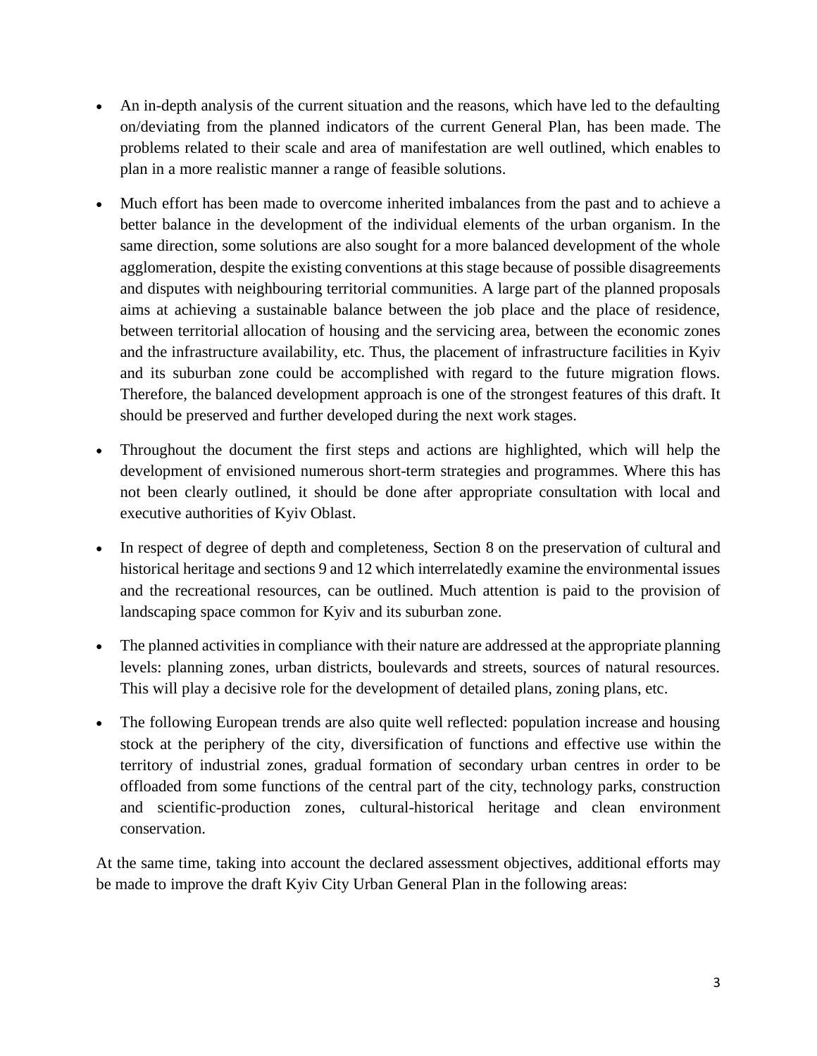- An in-depth analysis of the current situation and the reasons, which have led to the defaulting on/deviating from the planned indicators of the current General Plan, has been made. The problems related to their scale and area of manifestation are well outlined, which enables to plan in a more realistic manner a range of feasible solutions.
- Much effort has been made to overcome inherited imbalances from the past and to achieve a better balance in the development of the individual elements of the urban organism. In the same direction, some solutions are also sought for a more balanced development of the whole agglomeration, despite the existing conventions at this stage because of possible disagreements and disputes with neighbouring territorial communities. A large part of the planned proposals aims at achieving a sustainable balance between the job place and the place of residence, between territorial allocation of housing and the servicing area, between the economic zones and the infrastructure availability, etc. Thus, the placement of infrastructure facilities in Kyiv and its suburban zone could be accomplished with regard to the future migration flows. Therefore, the balanced development approach is one of the strongest features of this draft. It should be preserved and further developed during the next work stages.
- Throughout the document the first steps and actions are highlighted, which will help the development of envisioned numerous short-term strategies and programmes. Where this has not been clearly outlined, it should be done after appropriate consultation with local and executive authorities of Kyiv Oblast.
- In respect of degree of depth and completeness, Section 8 on the preservation of cultural and historical heritage and sections 9 and 12 which interrelatedly examine the environmental issues and the recreational resources, can be outlined. Much attention is paid to the provision of landscaping space common for Kyiv and its suburban zone.
- The planned activities in compliance with their nature are addressed at the appropriate planning levels: planning zones, urban districts, boulevards and streets, sources of natural resources. This will play a decisive role for the development of detailed plans, zoning plans, etc.
- The following European trends are also quite well reflected: population increase and housing stock at the periphery of the city, diversification of functions and effective use within the territory of industrial zones, gradual formation of secondary urban centres in order to be offloaded from some functions of the central part of the city, technology parks, construction and scientific-production zones, cultural-historical heritage and clean environment conservation.

At the same time, taking into account the declared assessment objectives, additional efforts may be made to improve the draft Kyiv City Urban General Plan in the following areas: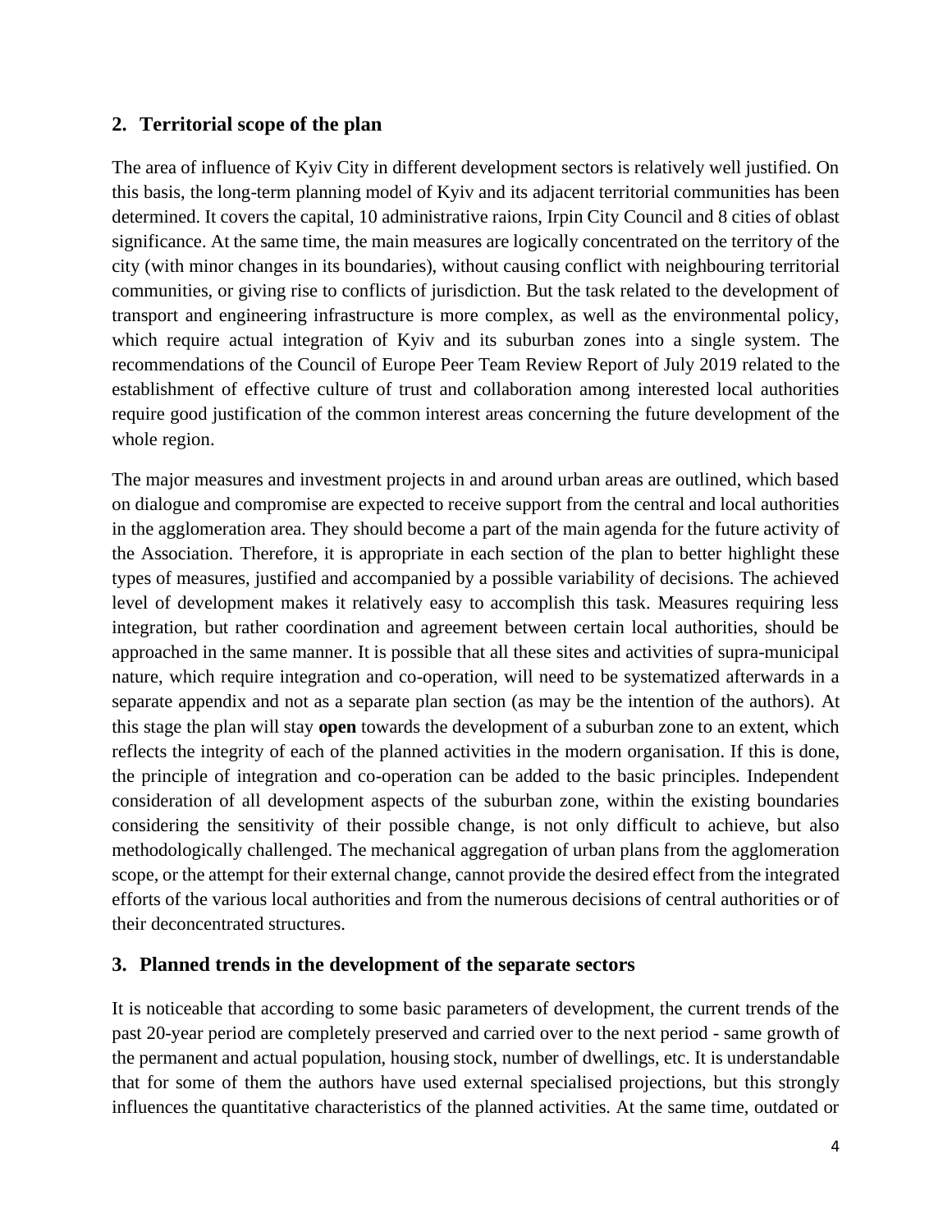## 2. Territorial scope of the plan

The area of influence of Kyiv City in different development sectors is relatively well justified. On this basis, the long-term planning model of Kyiv and its adjacent territorial communities has been determined. It covers the capital, 10 administrative raions, Irpin City Council and 8 cities of oblast significance. At the same time, the main measures are logically concentrated on the territory of the city (with minor changes in its boundaries), without causing conflict with neighbouring territorial communities, or giving rise to conflicts of jurisdiction. But the task related to the development of transport and engineering infrastructure is more complex, as well as the environmental policy, which require actual integration of Kyiv and its suburban zones into a single system. The recommendations of the Council of Europe Peer Team Review Report of July 2019 related to the establishment of effective culture of trust and collaboration among interested local authorities require good justification of the common interest areas concerning the future development of the whole region.

The major measures and investment projects in and around urban areas are outlined, which based on dialogue and compromise are expected to receive support from the central and local authorities in the agglomeration area. They should become a part of the main agenda for the future activity of the Association. Therefore, it is appropriate in each section of the plan to better highlight these types of measures, justified and accompanied by a possible variability of decisions. The achieved level of development makes it relatively easy to accomplish this task. Measures requiring less integration, but rather coordination and agreement between certain local authorities, should be approached in the same manner. It is possible that all these sites and activities of supra-municipal nature, which require integration and co-operation, will need to be systematized afterwards in a separate appendix and not as a separate plan section (as may be the intention of the authors). At this stage the plan will stay **open** towards the development of a suburban zone to an extent, which reflects the integrity of each of the planned activities in the modern organisation. If this is done, the principle of integration and co-operation can be added to the basic principles. Independent consideration of all development aspects of the suburban zone, within the existing boundaries considering the sensitivity of their possible change, is not only difficult to achieve, but also methodologically challenged. The mechanical aggregation of urban plans from the agglomeration scope, or the attempt for their external change, cannot provide the desired effect from the integrated efforts of the various local authorities and from the numerous decisions of central authorities or of their deconcentrated structures.

## 3. Planned trends in the development of the separate sectors

It is noticeable that according to some basic parameters of development, the current trends of the past 20-year period are completely preserved and carried over to the next period - same growth of the permanent and actual population, housing stock, number of dwellings, etc. It is understandable that for some of them the authors have used external specialised projections, but this strongly influences the quantitative characteristics of the planned activities. At the same time, outdated or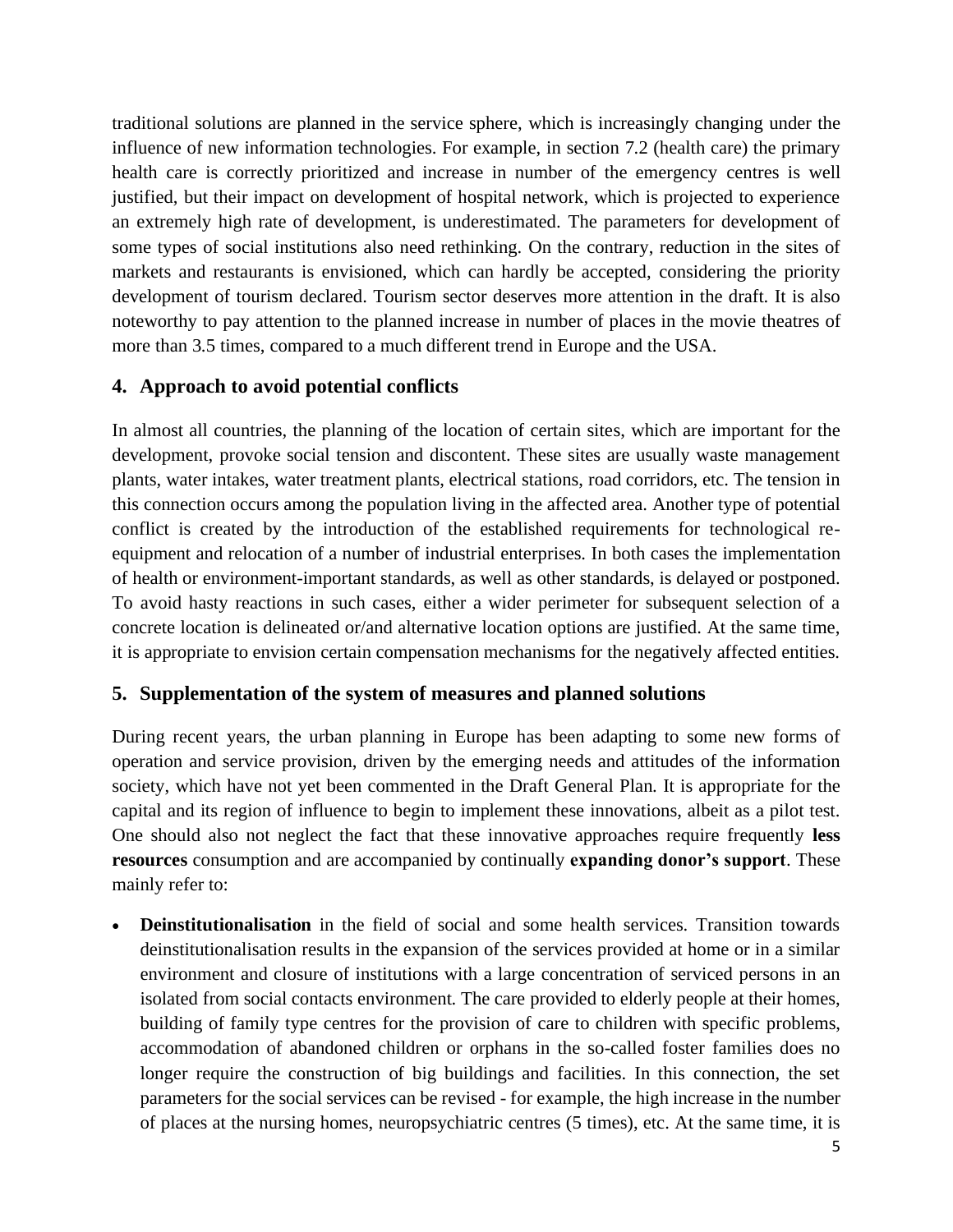traditional solutions are planned in the service sphere, which is increasingly changing under the influence of new information technologies. For example, in section 7.2 (health care) the primary health care is correctly prioritized and increase in number of the emergency centres is well justified, but their impact on development of hospital network, which is projected to experience an extremely high rate of development, is underestimated. The parameters for development of some types of social institutions also need rethinking. On the contrary, reduction in the sites of markets and restaurants is envisioned, which can hardly be accepted, considering the priority development of tourism declared. Tourism sector deserves more attention in the draft. It is also noteworthy to pay attention to the planned increase in number of places in the movie theatres of more than 3.5 times, compared to a much different trend in Europe and the USA.

## 4. Approach to avoid potential conflicts

In almost all countries, the planning of the location of certain sites, which are important for the development, provoke social tension and discontent. These sites are usually waste management plants, water intakes, water treatment plants, electrical stations, road corridors, etc. The tension in this connection occurs among the population living in the affected area. Another type of potential conflict is created by the introduction of the established requirements for technological re-equipment and relocation of a number of industrial enterprises. In both cases the implementation of health or environment-important standards, as well as other standards, is delayed or postponed. To avoid hasty reactions in such cases, either a wider perimeter for subsequent selection of a concrete location is delineated or/and alternative location options are justified. At the same time, it is appropriate to envision certain compensation mechanisms for the negatively affected entities.

## 5. Supplementation of the system of measures and planned solutions

During recent years, the urban planning in Europe has been adapting to some new forms of operation and service provision, driven by the emerging needs and attitudes of the information society, which have not yet been commented in the Draft General Plan. It is appropriate for the capital and its region of influence to begin to implement these innovations, albeit as a pilot test. One should also not neglect the fact that these innovative approaches require frequently **less resources** consumption and are accompanied by continually **expanding donor's support**. These mainly refer to:

- **Deinstitutionalisation** in the field of social and some health services. Transition towards deinstitutionalisation results in the expansion of the services provided at home or in a similar environment and closure of institutions with a large concentration of serviced persons in an isolated from social contacts environment. The care provided to elderly people at their homes, building of family type centres for the provision of care to children with specific problems, accommodation of abandoned children or orphans in the so-called foster families does no longer require the construction of big buildings and facilities. In this connection, the set parameters for the social services can be revised - for example, the high increase in the number of places at the nursing homes, neuropsychiatric centres (5 times), etc. At the same time, it is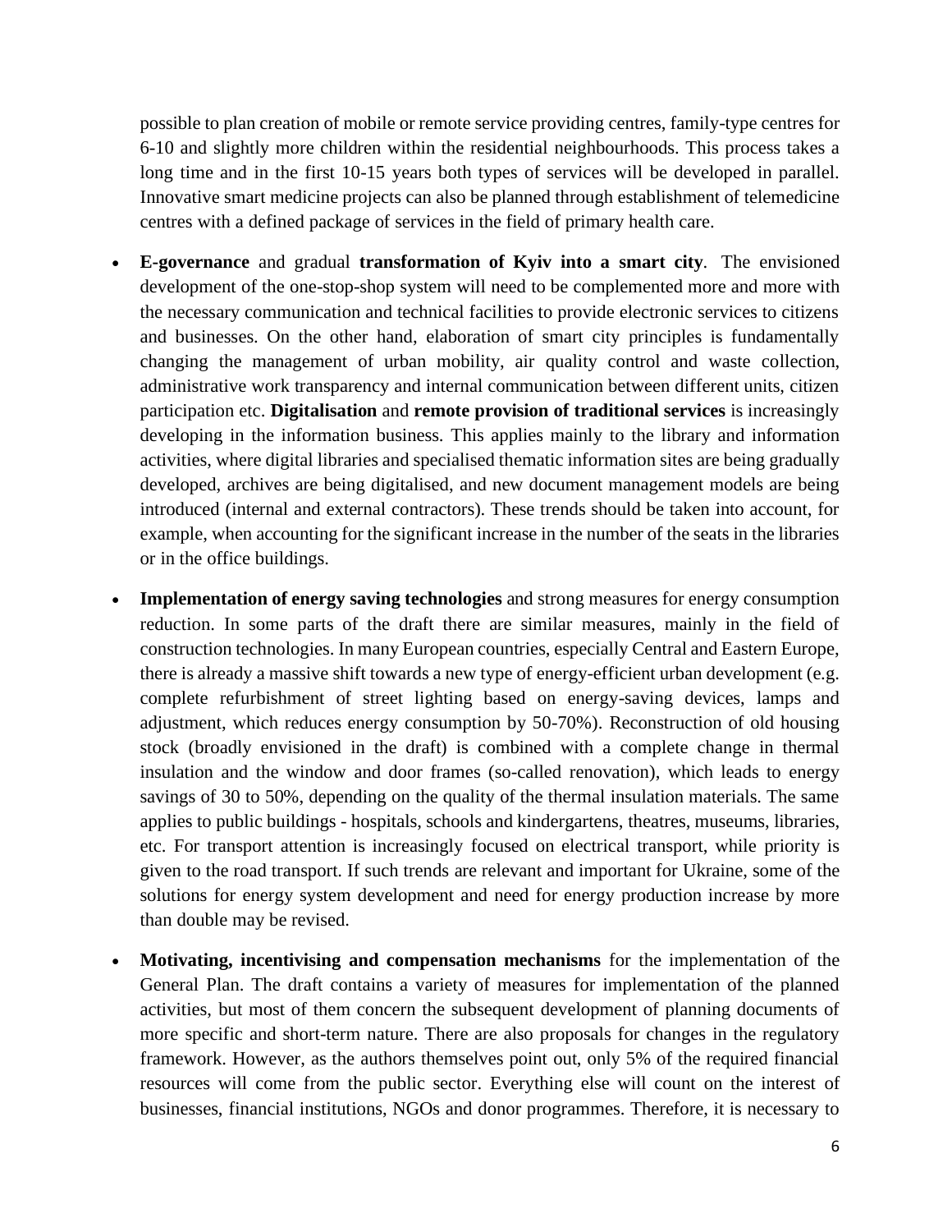possible to plan creation of mobile or remote service providing centres, family-type centres for 6-10 and slightly more children within the residential neighbourhoods. This process takes a long time and in the first 10-15 years both types of services will be developed in parallel. Innovative smart medicine projects can also be planned through establishment of telemedicine centres with a defined package of services in the field of primary health care.

- **E-governance** and gradual **transformation of Kyiv into a smart city**. The envisioned development of the one-stop-shop system will need to be complemented more and more with the necessary communication and technical facilities to provide electronic services to citizens and businesses. On the other hand, elaboration of smart city principles is fundamentally changing the management of urban mobility, air quality control and waste collection, administrative work transparency and internal communication between different units, citizen participation etc. **Digitalisation** and **remote provision of traditional services** is increasingly developing in the information business. This applies mainly to the library and information activities, where digital libraries and specialised thematic information sites are being gradually developed, archives are being digitalised, and new document management models are being introduced (internal and external contractors). These trends should be taken into account, for example, when accounting for the significant increase in the number of the seats in the libraries or in the office buildings.

- **Implementation of energy saving technologies** and strong measures for energy consumption reduction. In some parts of the draft there are similar measures, mainly in the field of construction technologies. In many European countries, especially Central and Eastern Europe, there is already a massive shift towards a new type of energy-efficient urban development (e.g. complete refurbishment of street lighting based on energy-saving devices, lamps and adjustment, which reduces energy consumption by 50-70%). Reconstruction of old housing stock (broadly envisioned in the draft) is combined with a complete change in thermal insulation and the window and door frames (so-called renovation), which leads to energy savings of 30 to 50%, depending on the quality of the thermal insulation materials. The same applies to public buildings - hospitals, schools and kindergartens, theatres, museums, libraries, etc. For transport attention is increasingly focused on electrical transport, while priority is given to the road transport. If such trends are relevant and important for Ukraine, some of the solutions for energy system development and need for energy production increase by more than double may be revised.

- **Motivating, incentivising and compensation mechanisms** for the implementation of the General Plan. The draft contains a variety of measures for implementation of the planned activities, but most of them concern the subsequent development of planning documents of more specific and short-term nature. There are also proposals for changes in the regulatory framework. However, as the authors themselves point out, only 5% of the required financial resources will come from the public sector. Everything else will count on the interest of businesses, financial institutions, NGOs and donor programmes. Therefore, it is necessary to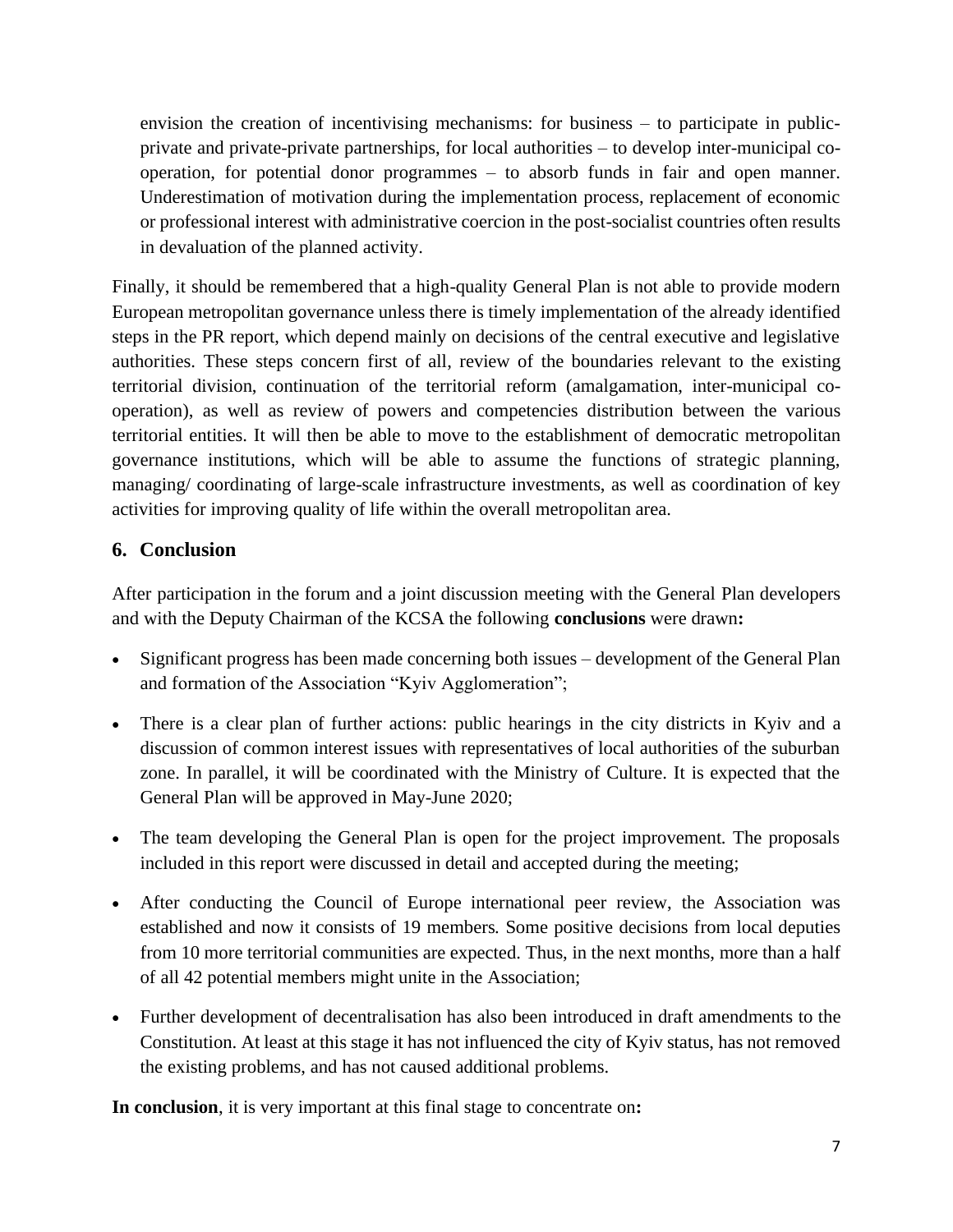envision the creation of incentivising mechanisms: for business – to participate in public-private and private-private partnerships, for local authorities – to develop inter-municipal co-operation, for potential donor programmes – to absorb funds in fair and open manner. Underestimation of motivation during the implementation process, replacement of economic or professional interest with administrative coercion in the post-socialist countries often results in devaluation of the planned activity.

Finally, it should be remembered that a high-quality General Plan is not able to provide modern European metropolitan governance unless there is timely implementation of the already identified steps in the PR report, which depend mainly on decisions of the central executive and legislative authorities. These steps concern first of all, review of the boundaries relevant to the existing territorial division, continuation of the territorial reform (amalgamation, inter-municipal co-operation), as well as review of powers and competencies distribution between the various territorial entities. It will then be able to move to the establishment of democratic metropolitan governance institutions, which will be able to assume the functions of strategic planning, managing/ coordinating of large-scale infrastructure investments, as well as coordination of key activities for improving quality of life within the overall metropolitan area.

## 6. Conclusion

After participation in the forum and a joint discussion meeting with the General Plan developers and with the Deputy Chairman of the KCSA the following **conclusions** were drawn**:**

- Significant progress has been made concerning both issues – development of the General Plan and formation of the Association "Kyiv Agglomeration";
- There is a clear plan of further actions: public hearings in the city districts in Kyiv and a discussion of common interest issues with representatives of local authorities of the suburban zone. In parallel, it will be coordinated with the Ministry of Culture. It is expected that the General Plan will be approved in May-June 2020;
- The team developing the General Plan is open for the project improvement. The proposals included in this report were discussed in detail and accepted during the meeting;
- After conducting the Council of Europe international peer review, the Association was established and now it consists of 19 members. Some positive decisions from local deputies from 10 more territorial communities are expected. Thus, in the next months, more than a half of all 42 potential members might unite in the Association;
- Further development of decentralisation has also been introduced in draft amendments to the Constitution. At least at this stage it has not influenced the city of Kyiv status, has not removed the existing problems, and has not caused additional problems.

**In conclusion**, it is very important at this final stage to concentrate on**:**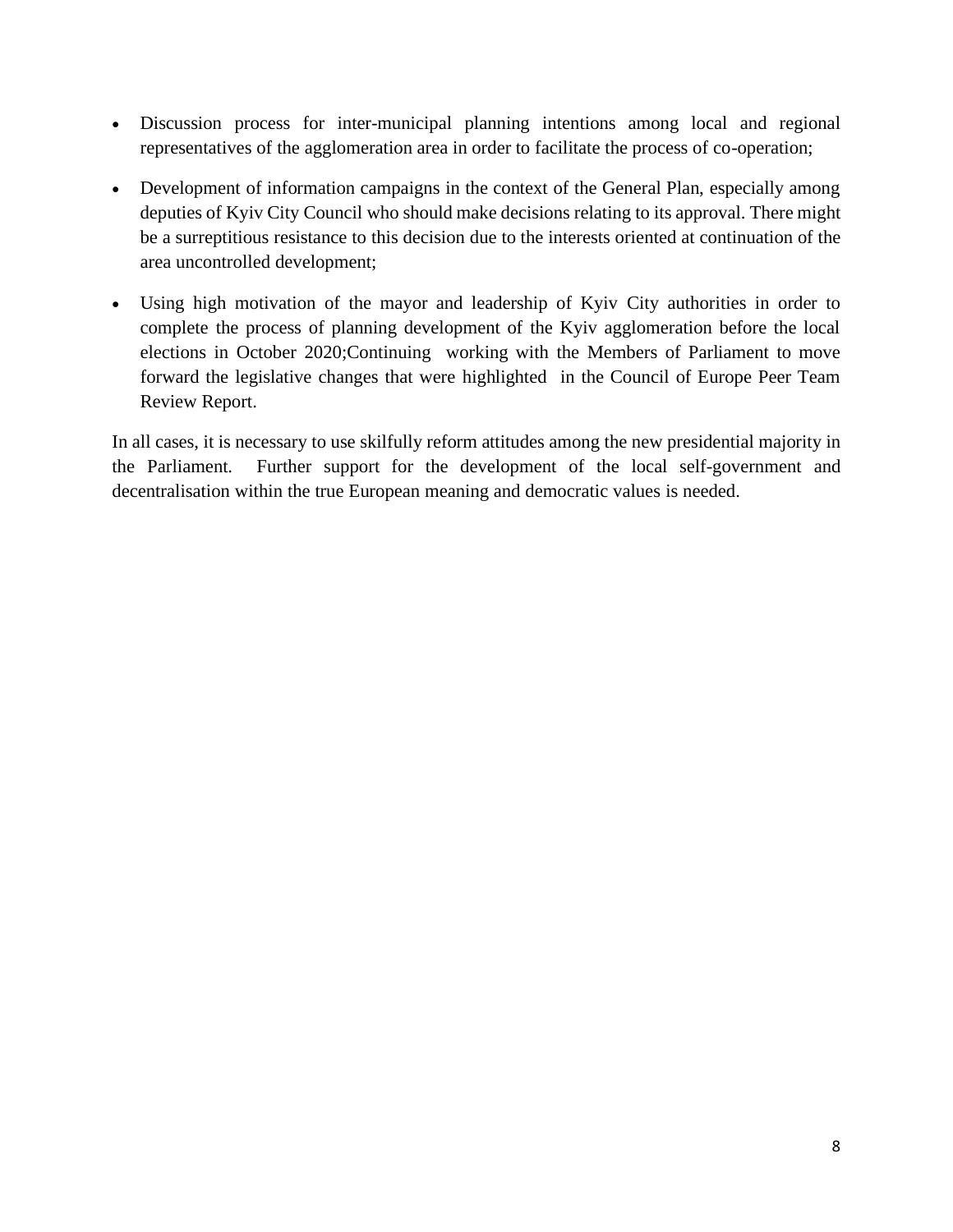- Discussion process for inter-municipal planning intentions among local and regional representatives of the agglomeration area in order to facilitate the process of co-operation;
- Development of information campaigns in the context of the General Plan, especially among deputies of Kyiv City Council who should make decisions relating to its approval. There might be a surreptitious resistance to this decision due to the interests oriented at continuation of the area uncontrolled development;
- Using high motivation of the mayor and leadership of Kyiv City authorities in order to complete the process of planning development of the Kyiv agglomeration before the local elections in October 2020;Continuing working with the Members of Parliament to move forward the legislative changes that were highlighted in the Council of Europe Peer Team Review Report.

In all cases, it is necessary to use skilfully reform attitudes among the new presidential majority in the Parliament. Further support for the development of the local self-government and decentralisation within the true European meaning and democratic values is needed.